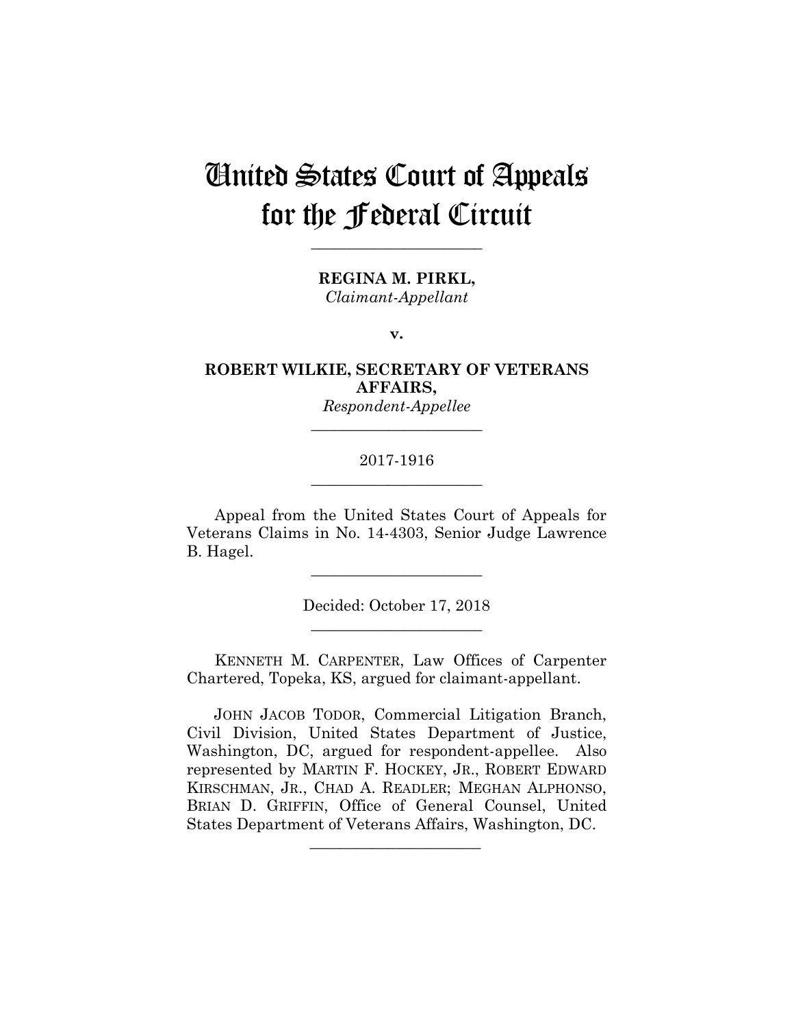# United States Court of Appeals for the Federal Circuit

______________________

**REGINA M. PIRKL,**
*Claimant-Appellant*

**v.**

**ROBERT WILKIE, SECRETARY OF VETERANS AFFAIRS,**
*Respondent-Appellee*

______________________

2017-1916

______________________

Appeal from the United States Court of Appeals for Veterans Claims in No. 14-4303, Senior Judge Lawrence B. Hagel.

______________________

Decided: October 17, 2018

______________________

KENNETH M. CARPENTER, Law Offices of Carpenter Chartered, Topeka, KS, argued for claimant-appellant.

JOHN JACOB TODOR, Commercial Litigation Branch, Civil Division, United States Department of Justice, Washington, DC, argued for respondent-appellee. Also represented by MARTIN F. HOCKEY, JR., ROBERT EDWARD KIRSCHMAN, JR., CHAD A. READLER; MEGHAN ALPHONSO, BRIAN D. GRIFFIN, Office of General Counsel, United States Department of Veterans Affairs, Washington, DC.

______________________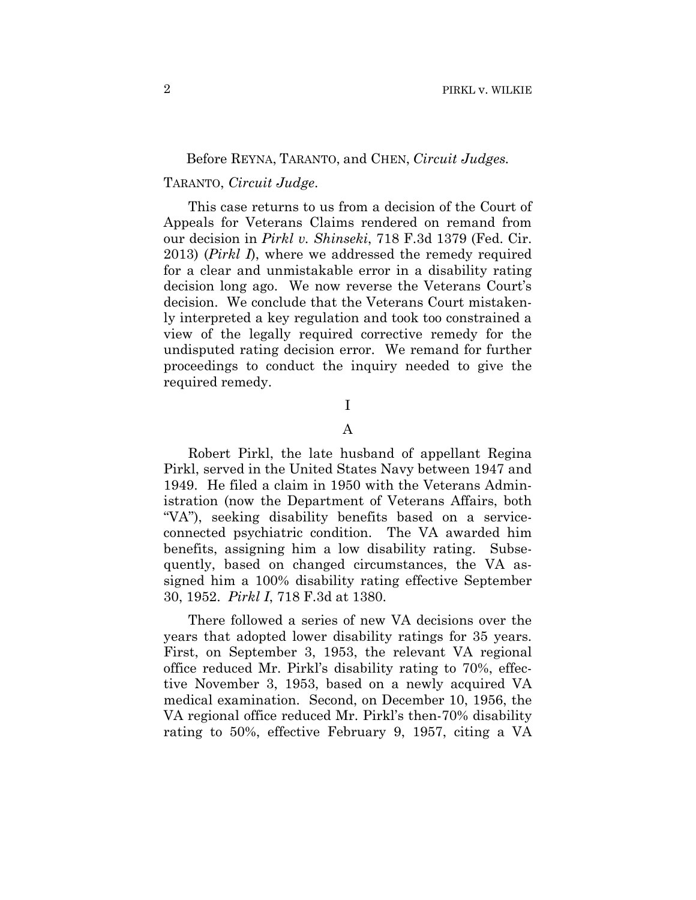Before REYNA, TARANTO, and CHEN, *Circuit Judges.*

TARANTO, *Circuit Judge.*

This case returns to us from a decision of the Court of Appeals for Veterans Claims rendered on remand from our decision in *Pirkl v. Shinseki*, 718 F.3d 1379 (Fed. Cir. 2013) (*Pirkl I*), where we addressed the remedy required for a clear and unmistakable error in a disability rating decision long ago. We now reverse the Veterans Court's decision. We conclude that the Veterans Court mistakenly interpreted a key regulation and took too constrained a view of the legally required corrective remedy for the undisputed rating decision error. We remand for further proceedings to conduct the inquiry needed to give the required remedy.

# I

## A

Robert Pirkl, the late husband of appellant Regina Pirkl, served in the United States Navy between 1947 and 1949. He filed a claim in 1950 with the Veterans Administration (now the Department of Veterans Affairs, both "VA"), seeking disability benefits based on a service-connected psychiatric condition. The VA awarded him benefits, assigning him a low disability rating. Subsequently, based on changed circumstances, the VA assigned him a 100% disability rating effective September 30, 1952. *Pirkl I*, 718 F.3d at 1380.

There followed a series of new VA decisions over the years that adopted lower disability ratings for 35 years. First, on September 3, 1953, the relevant VA regional office reduced Mr. Pirkl's disability rating to 70%, effective November 3, 1953, based on a newly acquired VA medical examination. Second, on December 10, 1956, the VA regional office reduced Mr. Pirkl's then-70% disability rating to 50%, effective February 9, 1957, citing a VA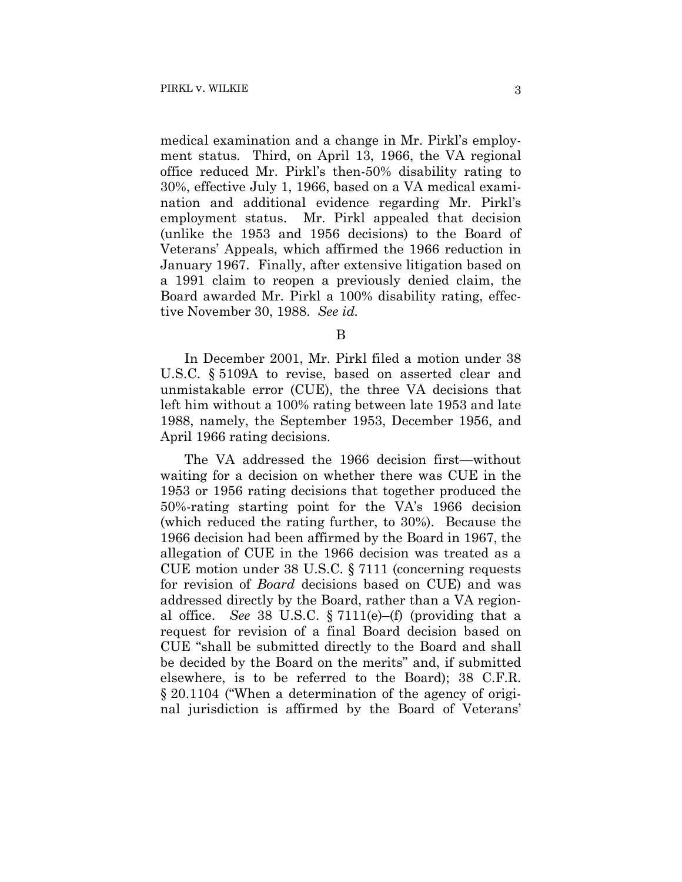medical examination and a change in Mr. Pirkl's employment status. Third, on April 13, 1966, the VA regional office reduced Mr. Pirkl's then-50% disability rating to 30%, effective July 1, 1966, based on a VA medical examination and additional evidence regarding Mr. Pirkl's employment status. Mr. Pirkl appealed that decision (unlike the 1953 and 1956 decisions) to the Board of Veterans' Appeals, which affirmed the 1966 reduction in January 1967. Finally, after extensive litigation based on a 1991 claim to reopen a previously denied claim, the Board awarded Mr. Pirkl a 100% disability rating, effective November 30, 1988. *See id.*

B

In December 2001, Mr. Pirkl filed a motion under 38 U.S.C. § 5109A to revise, based on asserted clear and unmistakable error (CUE), the three VA decisions that left him without a 100% rating between late 1953 and late 1988, namely, the September 1953, December 1956, and April 1966 rating decisions.

The VA addressed the 1966 decision first—without waiting for a decision on whether there was CUE in the 1953 or 1956 rating decisions that together produced the 50%-rating starting point for the VA's 1966 decision (which reduced the rating further, to 30%). Because the 1966 decision had been affirmed by the Board in 1967, the allegation of CUE in the 1966 decision was treated as a CUE motion under 38 U.S.C. § 7111 (concerning requests for revision of *Board* decisions based on CUE) and was addressed directly by the Board, rather than a VA regional office. *See* 38 U.S.C. § 7111(e)–(f) (providing that a request for revision of a final Board decision based on CUE "shall be submitted directly to the Board and shall be decided by the Board on the merits" and, if submitted elsewhere, is to be referred to the Board); 38 C.F.R. § 20.1104 ("When a determination of the agency of original jurisdiction is affirmed by the Board of Veterans'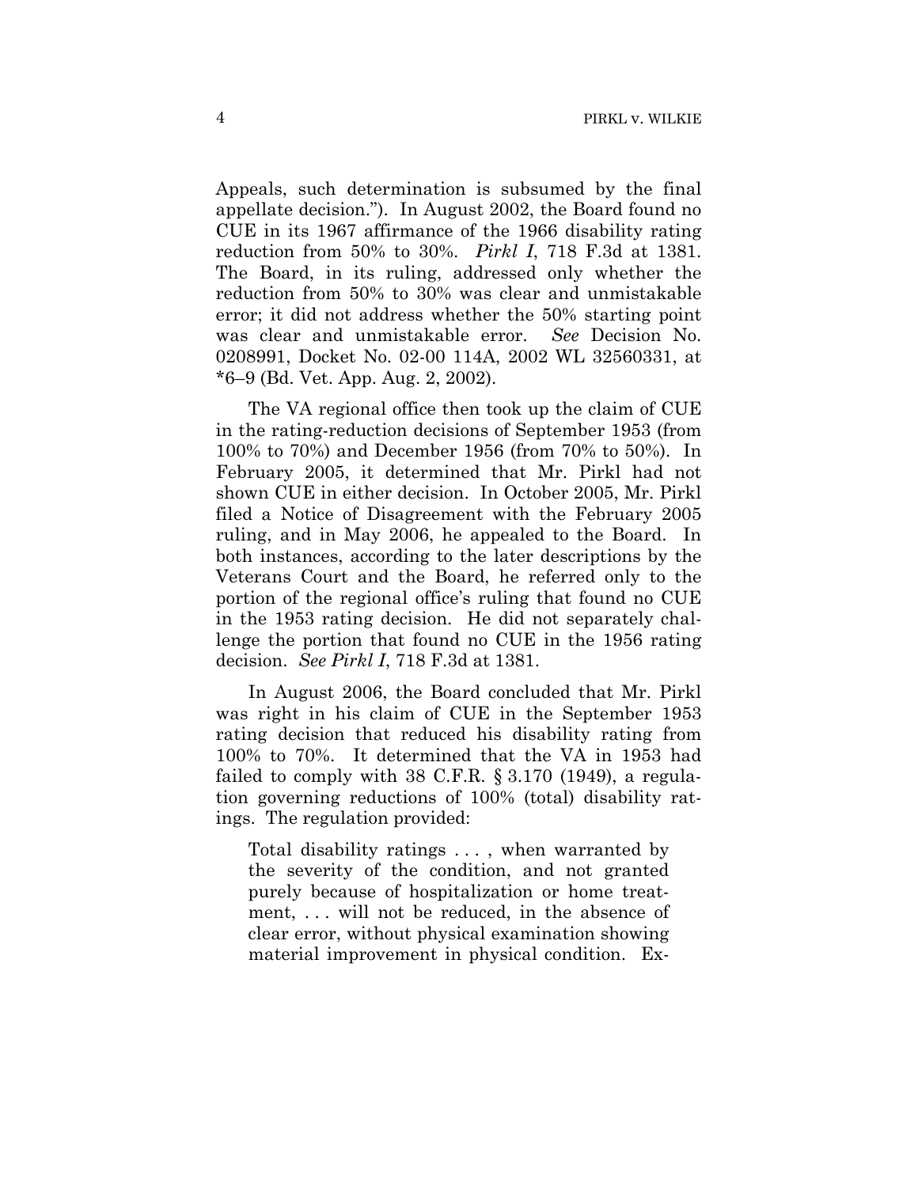Appeals, such determination is subsumed by the final appellate decision."). In August 2002, the Board found no CUE in its 1967 affirmance of the 1966 disability rating reduction from 50% to 30%. *Pirkl I*, 718 F.3d at 1381. The Board, in its ruling, addressed only whether the reduction from 50% to 30% was clear and unmistakable error; it did not address whether the 50% starting point was clear and unmistakable error. *See* Decision No. 0208991, Docket No. 02-00 114A, 2002 WL 32560331, at *6–9 (Bd. Vet. App. Aug. 2, 2002).

The VA regional office then took up the claim of CUE in the rating-reduction decisions of September 1953 (from 100% to 70%) and December 1956 (from 70% to 50%). In February 2005, it determined that Mr. Pirkl had not shown CUE in either decision. In October 2005, Mr. Pirkl filed a Notice of Disagreement with the February 2005 ruling, and in May 2006, he appealed to the Board. In both instances, according to the later descriptions by the Veterans Court and the Board, he referred only to the portion of the regional office's ruling that found no CUE in the 1953 rating decision. He did not separately challenge the portion that found no CUE in the 1956 rating decision. *See Pirkl I*, 718 F.3d at 1381.

In August 2006, the Board concluded that Mr. Pirkl was right in his claim of CUE in the September 1953 rating decision that reduced his disability rating from 100% to 70%. It determined that the VA in 1953 had failed to comply with 38 C.F.R. § 3.170 (1949), a regulation governing reductions of 100% (total) disability ratings. The regulation provided:

> Total disability ratings . . . , when warranted by the severity of the condition, and not granted purely because of hospitalization or home treatment, . . . will not be reduced, in the absence of clear error, without physical examination showing material improvement in physical condition. Ex-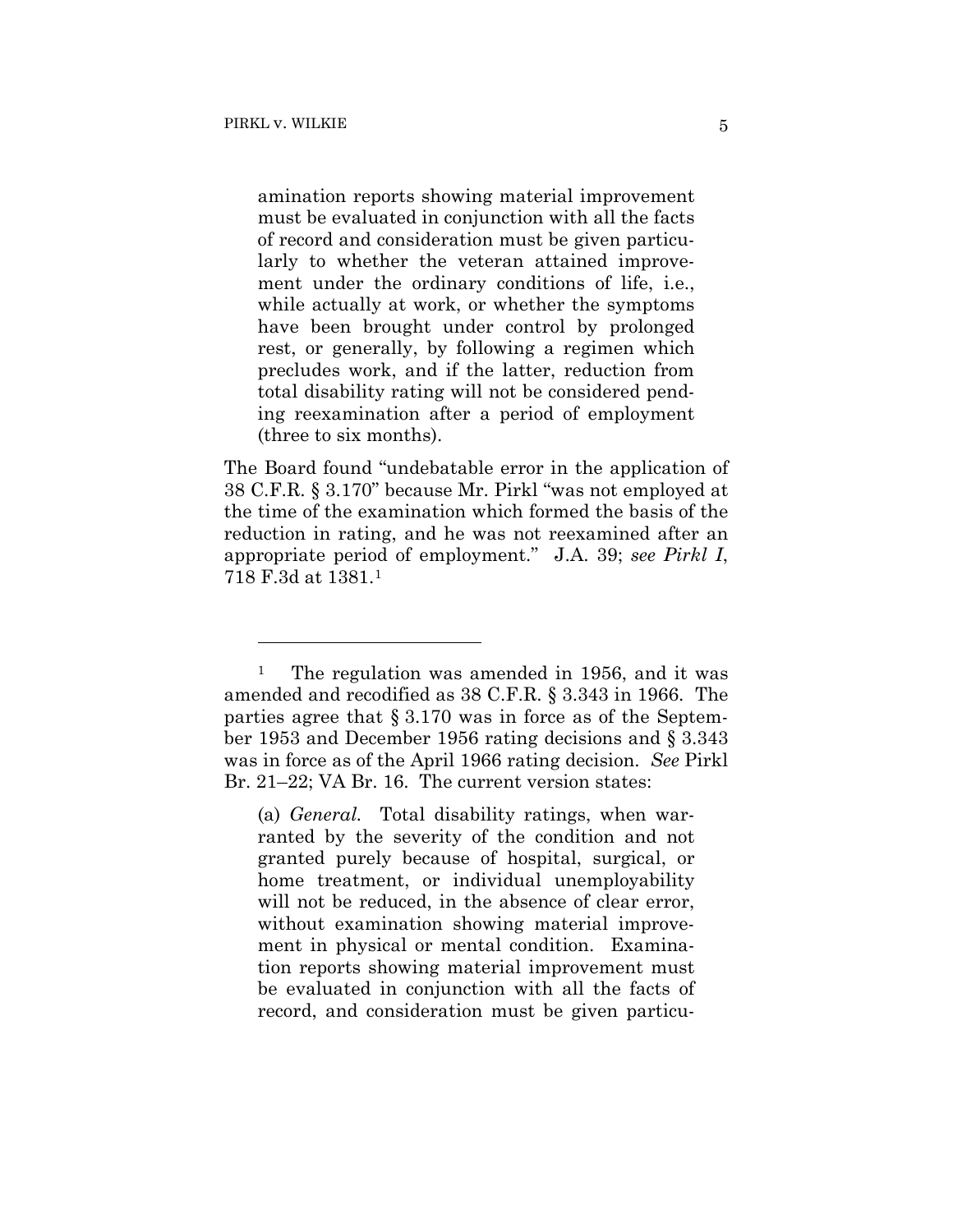amination reports showing material improvement must be evaluated in conjunction with all the facts of record and consideration must be given particularly to whether the veteran attained improvement under the ordinary conditions of life, i.e., while actually at work, or whether the symptoms have been brought under control by prolonged rest, or generally, by following a regimen which precludes work, and if the latter, reduction from total disability rating will not be considered pending reexamination after a period of employment (three to six months).

The Board found "undebatable error in the application of 38 C.F.R. § 3.170" because Mr. Pirkl "was not employed at the time of the examination which formed the basis of the reduction in rating, and he was not reexamined after an appropriate period of employment." J.A. 39; *see Pirkl I*, 718 F.3d at 1381.[1]

---

[1] The regulation was amended in 1956, and it was amended and recodified as 38 C.F.R. § 3.343 in 1966. The parties agree that § 3.170 was in force as of the September 1953 and December 1956 rating decisions and § 3.343 was in force as of the April 1966 rating decision. *See* Pirkl Br. 21–22; VA Br. 16. The current version states:

> (a) *General.* Total disability ratings, when warranted by the severity of the condition and not granted purely because of hospital, surgical, or home treatment, or individual unemployability will not be reduced, in the absence of clear error, without examination showing material improvement in physical or mental condition. Examination reports showing material improvement must be evaluated in conjunction with all the facts of record, and consideration must be given particu-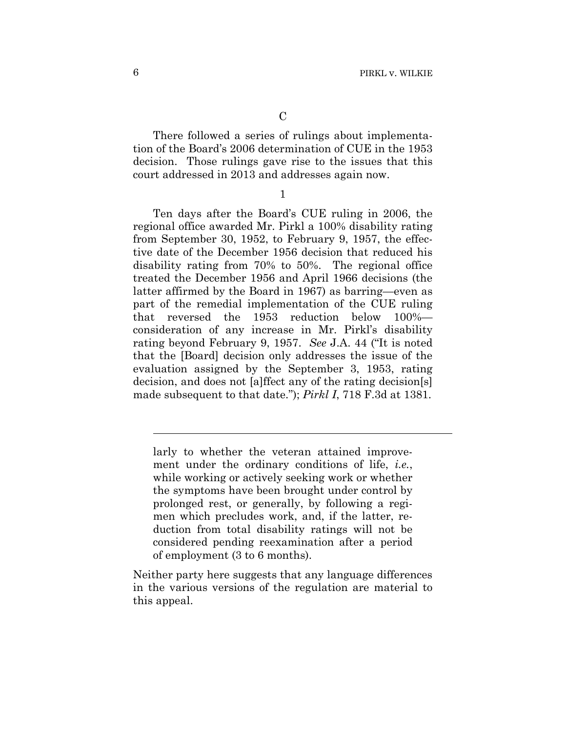### C

There followed a series of rulings about implementation of the Board's 2006 determination of CUE in the 1953 decision. Those rulings gave rise to the issues that this court addressed in 2013 and addresses again now.

#### 1

Ten days after the Board's CUE ruling in 2006, the regional office awarded Mr. Pirkl a 100% disability rating from September 30, 1952, to February 9, 1957, the effective date of the December 1956 decision that reduced his disability rating from 70% to 50%. The regional office treated the December 1956 and April 1966 decisions (the latter affirmed by the Board in 1967) as barring—even as part of the remedial implementation of the CUE ruling that reversed the 1953 reduction below 100%—consideration of any increase in Mr. Pirkl's disability rating beyond February 9, 1957. *See* J.A. 44 ("It is noted that the [Board] decision only addresses the issue of the evaluation assigned by the September 3, 1953, rating decision, and does not [a]ffect any of the rating decision[s] made subsequent to that date."); *Pirkl I*, 718 F.3d at 1381.

---

> larly to whether the veteran attained improvement under the ordinary conditions of life, *i.e.*, while working or actively seeking work or whether the symptoms have been brought under control by prolonged rest, or generally, by following a regimen which precludes work, and, if the latter, reduction from total disability ratings will not be considered pending reexamination after a period of employment (3 to 6 months).

Neither party here suggests that any language differences in the various versions of the regulation are material to this appeal.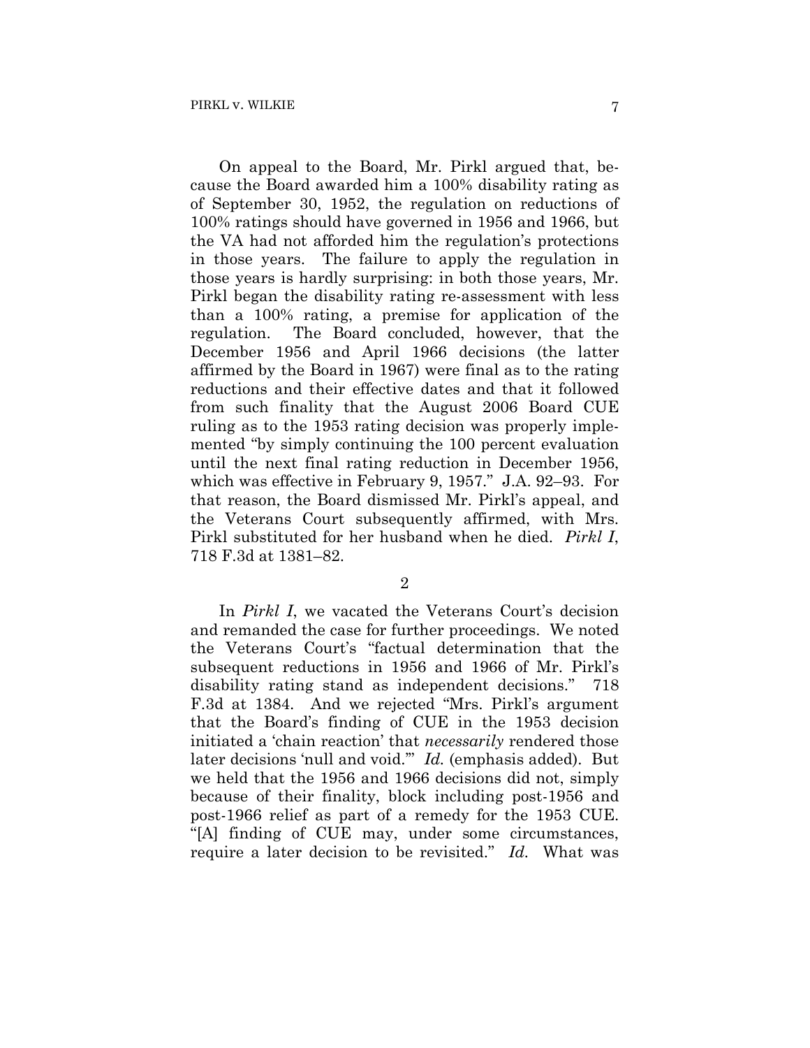On appeal to the Board, Mr. Pirkl argued that, because the Board awarded him a 100% disability rating as of September 30, 1952, the regulation on reductions of 100% ratings should have governed in 1956 and 1966, but the VA had not afforded him the regulation's protections in those years. The failure to apply the regulation in those years is hardly surprising: in both those years, Mr. Pirkl began the disability rating re-assessment with less than a 100% rating, a premise for application of the regulation. The Board concluded, however, that the December 1956 and April 1966 decisions (the latter affirmed by the Board in 1967) were final as to the rating reductions and their effective dates and that it followed from such finality that the August 2006 Board CUE ruling as to the 1953 rating decision was properly implemented "by simply continuing the 100 percent evaluation until the next final rating reduction in December 1956, which was effective in February 9, 1957." J.A. 92–93. For that reason, the Board dismissed Mr. Pirkl's appeal, and the Veterans Court subsequently affirmed, with Mrs. Pirkl substituted for her husband when he died. *Pirkl I*, 718 F.3d at 1381–82.

2

In *Pirkl I*, we vacated the Veterans Court's decision and remanded the case for further proceedings. We noted the Veterans Court's "factual determination that the subsequent reductions in 1956 and 1966 of Mr. Pirkl's disability rating stand as independent decisions." 718 F.3d at 1384. And we rejected "Mrs. Pirkl's argument that the Board's finding of CUE in the 1953 decision initiated a 'chain reaction' that *necessarily* rendered those later decisions 'null and void.'" *Id.* (emphasis added). But we held that the 1956 and 1966 decisions did not, simply because of their finality, block including post-1956 and post-1966 relief as part of a remedy for the 1953 CUE. "[A] finding of CUE may, under some circumstances, require a later decision to be revisited." *Id.* What was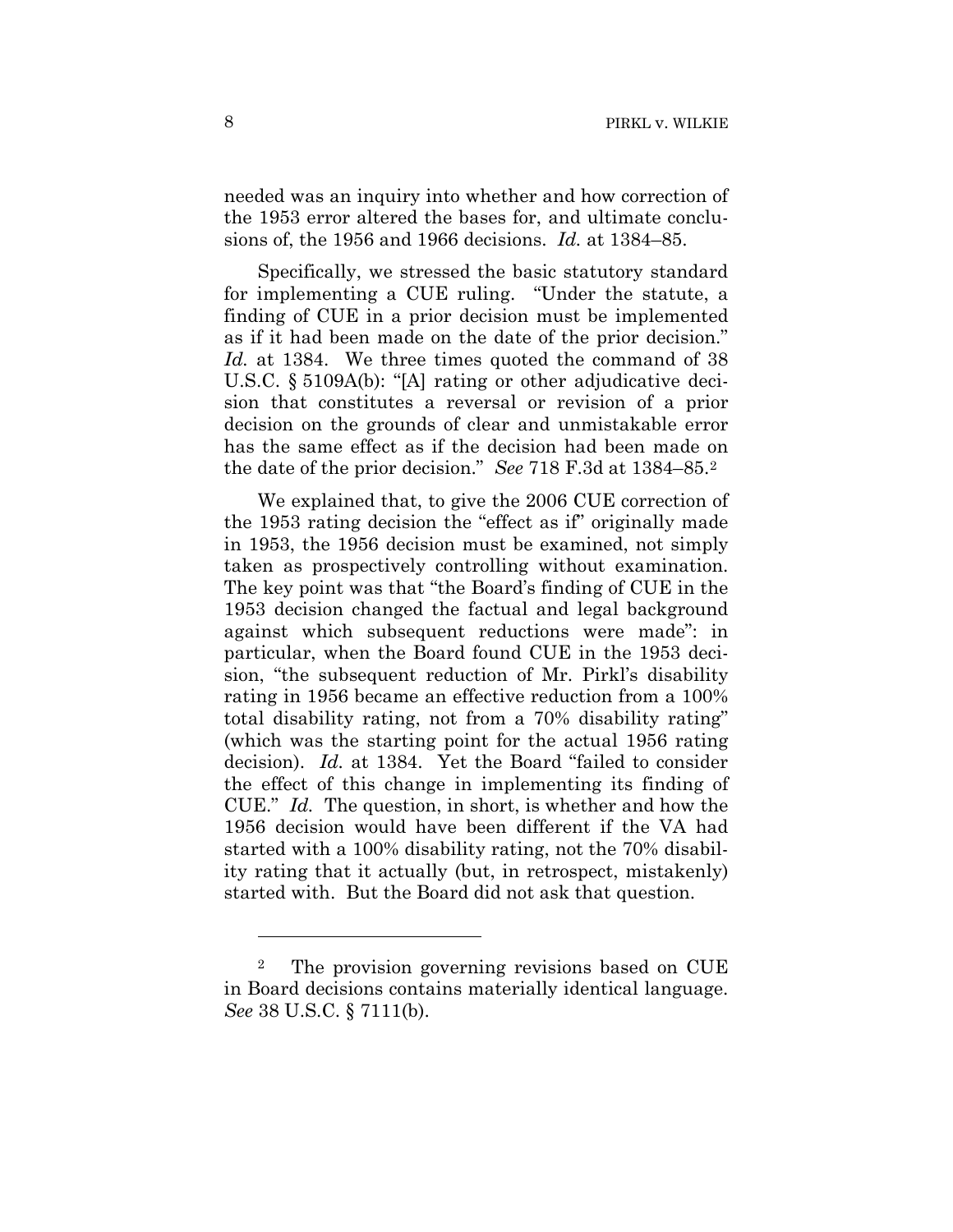needed was an inquiry into whether and how correction of the 1953 error altered the bases for, and ultimate conclusions of, the 1956 and 1966 decisions. *Id.* at 1384–85.

Specifically, we stressed the basic statutory standard for implementing a CUE ruling. "Under the statute, a finding of CUE in a prior decision must be implemented as if it had been made on the date of the prior decision." *Id.* at 1384. We three times quoted the command of 38 U.S.C. § 5109A(b): "[A] rating or other adjudicative decision that constitutes a reversal or revision of a prior decision on the grounds of clear and unmistakable error has the same effect as if the decision had been made on the date of the prior decision." *See* 718 F.3d at 1384–85.[2]

We explained that, to give the 2006 CUE correction of the 1953 rating decision the "effect as if" originally made in 1953, the 1956 decision must be examined, not simply taken as prospectively controlling without examination. The key point was that "the Board's finding of CUE in the 1953 decision changed the factual and legal background against which subsequent reductions were made": in particular, when the Board found CUE in the 1953 decision, "the subsequent reduction of Mr. Pirkl's disability rating in 1956 became an effective reduction from a 100% total disability rating, not from a 70% disability rating" (which was the starting point for the actual 1956 rating decision). *Id.* at 1384. Yet the Board "failed to consider the effect of this change in implementing its finding of CUE." *Id.* The question, in short, is whether and how the 1956 decision would have been different if the VA had started with a 100% disability rating, not the 70% disability rating that it actually (but, in retrospect, mistakenly) started with. But the Board did not ask that question.

---

[2] The provision governing revisions based on CUE in Board decisions contains materially identical language. *See* 38 U.S.C. § 7111(b).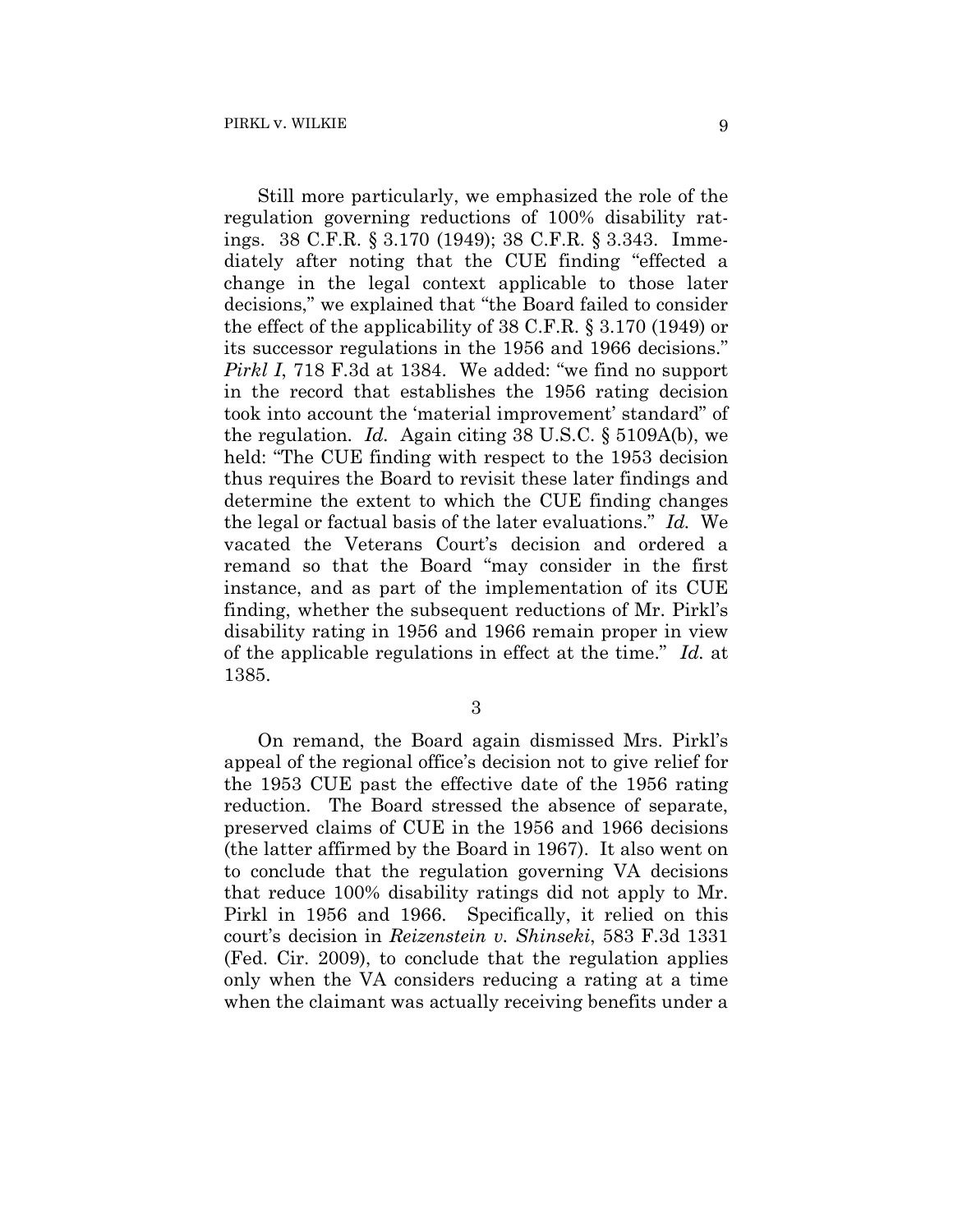Still more particularly, we emphasized the role of the regulation governing reductions of 100% disability ratings. 38 C.F.R. § 3.170 (1949); 38 C.F.R. § 3.343. Immediately after noting that the CUE finding "effected a change in the legal context applicable to those later decisions," we explained that "the Board failed to consider the effect of the applicability of 38 C.F.R. § 3.170 (1949) or its successor regulations in the 1956 and 1966 decisions." *Pirkl I*, 718 F.3d at 1384. We added: "we find no support in the record that establishes the 1956 rating decision took into account the 'material improvement' standard" of the regulation. *Id.* Again citing 38 U.S.C. § 5109A(b), we held: "The CUE finding with respect to the 1953 decision thus requires the Board to revisit these later findings and determine the extent to which the CUE finding changes the legal or factual basis of the later evaluations." *Id.* We vacated the Veterans Court's decision and ordered a remand so that the Board "may consider in the first instance, and as part of the implementation of its CUE finding, whether the subsequent reductions of Mr. Pirkl's disability rating in 1956 and 1966 remain proper in view of the applicable regulations in effect at the time." *Id.* at 1385.

3

On remand, the Board again dismissed Mrs. Pirkl's appeal of the regional office's decision not to give relief for the 1953 CUE past the effective date of the 1956 rating reduction. The Board stressed the absence of separate, preserved claims of CUE in the 1956 and 1966 decisions (the latter affirmed by the Board in 1967). It also went on to conclude that the regulation governing VA decisions that reduce 100% disability ratings did not apply to Mr. Pirkl in 1956 and 1966. Specifically, it relied on this court's decision in *Reizenstein v. Shinseki*, 583 F.3d 1331 (Fed. Cir. 2009), to conclude that the regulation applies only when the VA considers reducing a rating at a time when the claimant was actually receiving benefits under a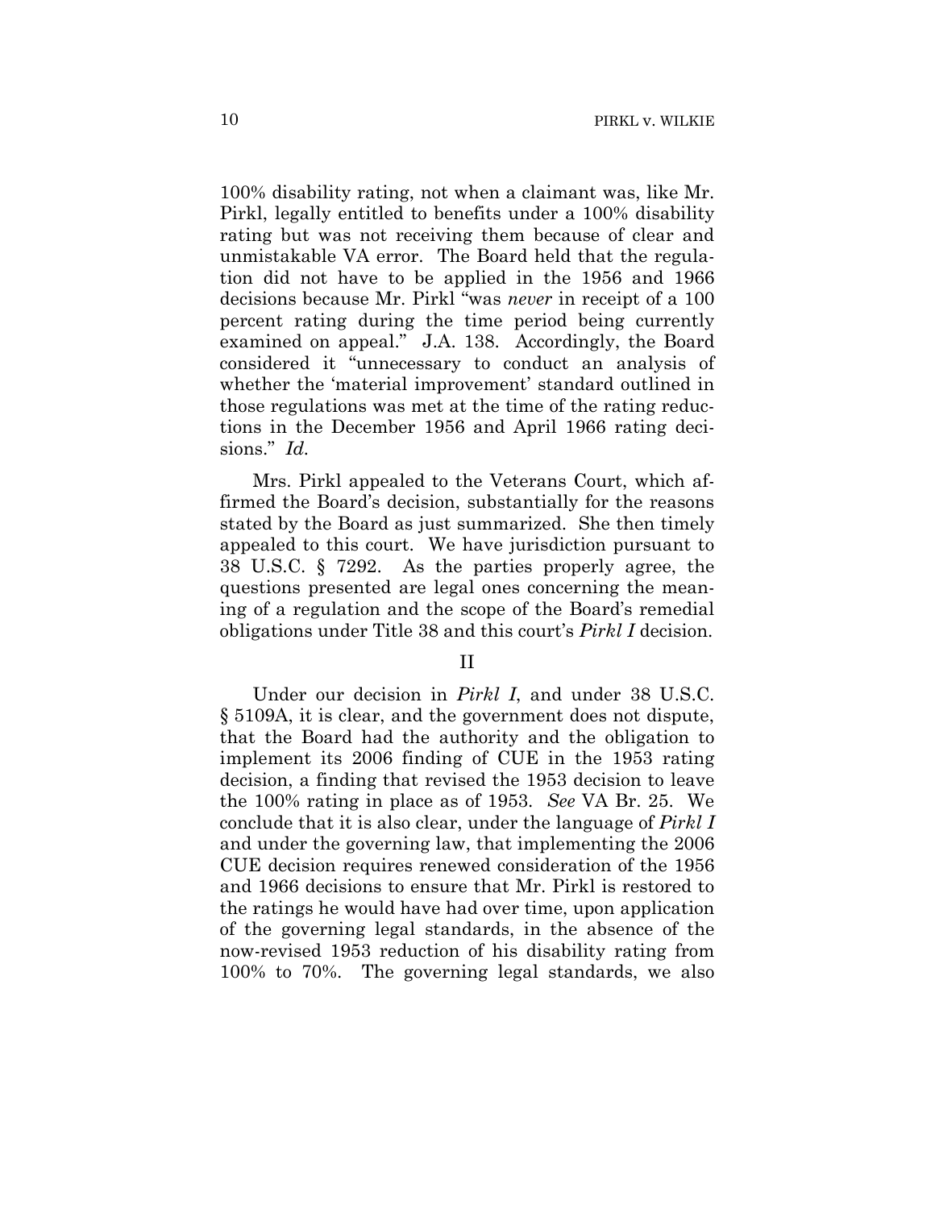100% disability rating, not when a claimant was, like Mr. Pirkl, legally entitled to benefits under a 100% disability rating but was not receiving them because of clear and unmistakable VA error. The Board held that the regulation did not have to be applied in the 1956 and 1966 decisions because Mr. Pirkl "was *never* in receipt of a 100 percent rating during the time period being currently examined on appeal." J.A. 138. Accordingly, the Board considered it "unnecessary to conduct an analysis of whether the 'material improvement' standard outlined in those regulations was met at the time of the rating reductions in the December 1956 and April 1966 rating decisions." *Id.*

Mrs. Pirkl appealed to the Veterans Court, which affirmed the Board's decision, substantially for the reasons stated by the Board as just summarized. She then timely appealed to this court. We have jurisdiction pursuant to 38 U.S.C. § 7292. As the parties properly agree, the questions presented are legal ones concerning the meaning of a regulation and the scope of the Board's remedial obligations under Title 38 and this court's *Pirkl I* decision.

## II

Under our decision in *Pirkl I*, and under 38 U.S.C. § 5109A, it is clear, and the government does not dispute, that the Board had the authority and the obligation to implement its 2006 finding of CUE in the 1953 rating decision, a finding that revised the 1953 decision to leave the 100% rating in place as of 1953. *See* VA Br. 25. We conclude that it is also clear, under the language of *Pirkl I* and under the governing law, that implementing the 2006 CUE decision requires renewed consideration of the 1956 and 1966 decisions to ensure that Mr. Pirkl is restored to the ratings he would have had over time, upon application of the governing legal standards, in the absence of the now-revised 1953 reduction of his disability rating from 100% to 70%. The governing legal standards, we also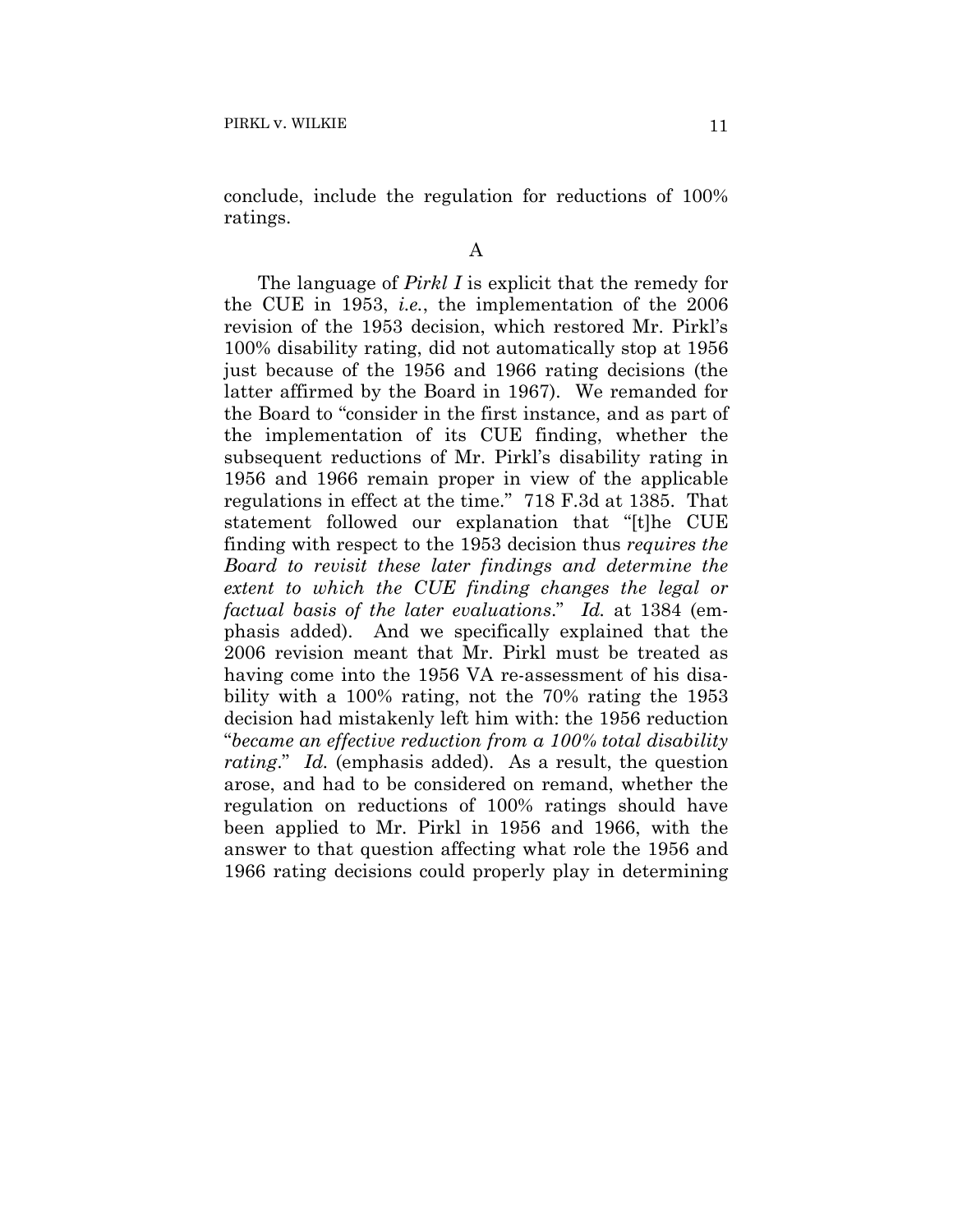conclude, include the regulation for reductions of 100% ratings.

A

The language of *Pirkl I* is explicit that the remedy for the CUE in 1953, *i.e.*, the implementation of the 2006 revision of the 1953 decision, which restored Mr. Pirkl's 100% disability rating, did not automatically stop at 1956 just because of the 1956 and 1966 rating decisions (the latter affirmed by the Board in 1967). We remanded for the Board to "consider in the first instance, and as part of the implementation of its CUE finding, whether the subsequent reductions of Mr. Pirkl's disability rating in 1956 and 1966 remain proper in view of the applicable regulations in effect at the time." 718 F.3d at 1385. That statement followed our explanation that "[t]he CUE finding with respect to the 1953 decision thus *requires the Board to revisit these later findings and determine the extent to which the CUE finding changes the legal or factual basis of the later evaluations*." *Id.* at 1384 (emphasis added). And we specifically explained that the 2006 revision meant that Mr. Pirkl must be treated as having come into the 1956 VA re-assessment of his disability with a 100% rating, not the 70% rating the 1953 decision had mistakenly left him with: the 1956 reduction "*became an effective reduction from a 100% total disability rating*." *Id.* (emphasis added). As a result, the question arose, and had to be considered on remand, whether the regulation on reductions of 100% ratings should have been applied to Mr. Pirkl in 1956 and 1966, with the answer to that question affecting what role the 1956 and 1966 rating decisions could properly play in determining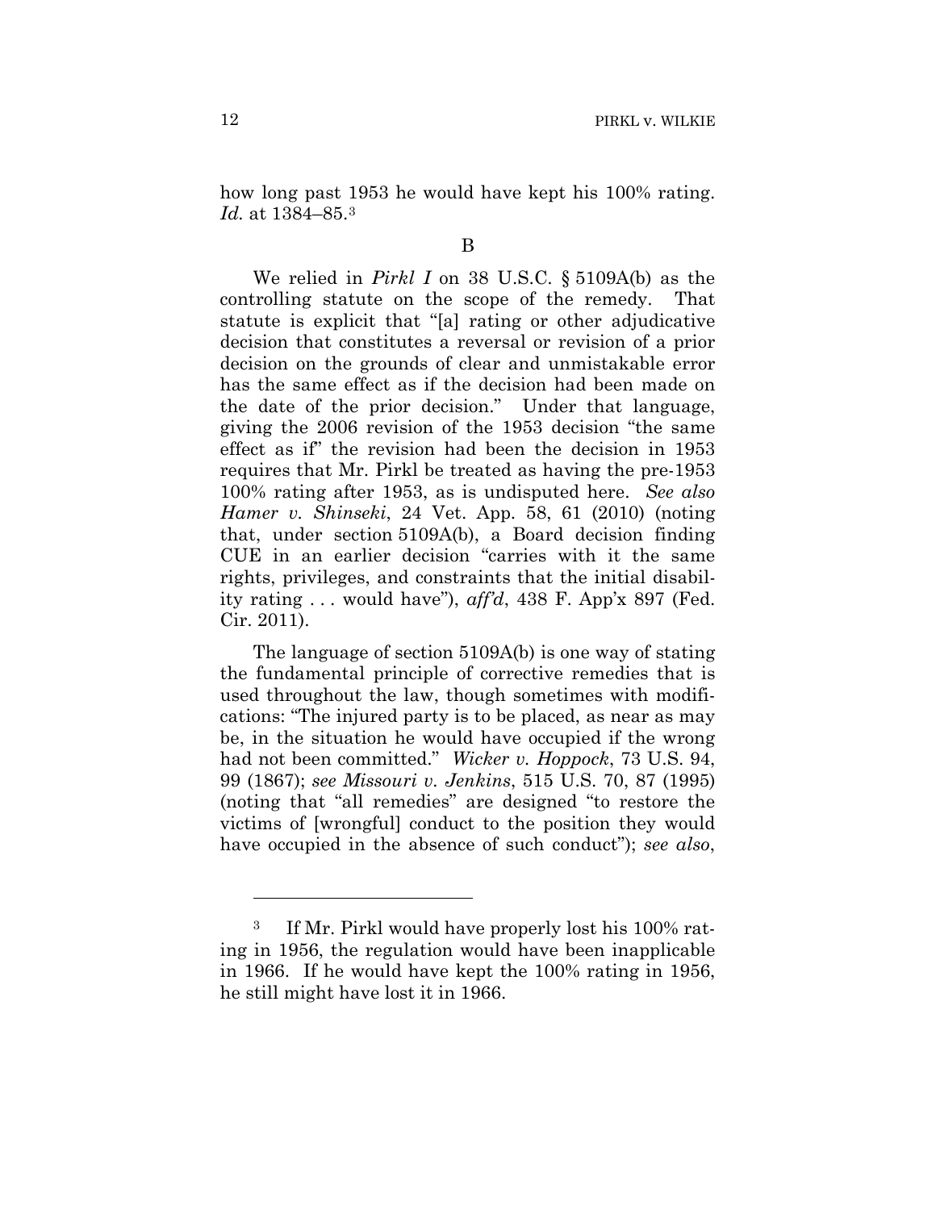how long past 1953 he would have kept his 100% rating. *Id.* at 1384–85.[3]

B

We relied in *Pirkl I* on 38 U.S.C. § 5109A(b) as the controlling statute on the scope of the remedy. That statute is explicit that "[a] rating or other adjudicative decision that constitutes a reversal or revision of a prior decision on the grounds of clear and unmistakable error has the same effect as if the decision had been made on the date of the prior decision." Under that language, giving the 2006 revision of the 1953 decision "the same effect as if" the revision had been the decision in 1953 requires that Mr. Pirkl be treated as having the pre-1953 100% rating after 1953, as is undisputed here. *See also Hamer v. Shinseki*, 24 Vet. App. 58, 61 (2010) (noting that, under section 5109A(b), a Board decision finding CUE in an earlier decision "carries with it the same rights, privileges, and constraints that the initial disability rating . . . would have"), *aff'd*, 438 F. App'x 897 (Fed. Cir. 2011).

The language of section 5109A(b) is one way of stating the fundamental principle of corrective remedies that is used throughout the law, though sometimes with modifications: "The injured party is to be placed, as near as may be, in the situation he would have occupied if the wrong had not been committed." *Wicker v. Hoppock*, 73 U.S. 94, 99 (1867); *see Missouri v. Jenkins*, 515 U.S. 70, 87 (1995) (noting that "all remedies" are designed "to restore the victims of [wrongful] conduct to the position they would have occupied in the absence of such conduct"); *see also*,

---

[3] If Mr. Pirkl would have properly lost his 100% rating in 1956, the regulation would have been inapplicable in 1966. If he would have kept the 100% rating in 1956, he still might have lost it in 1966.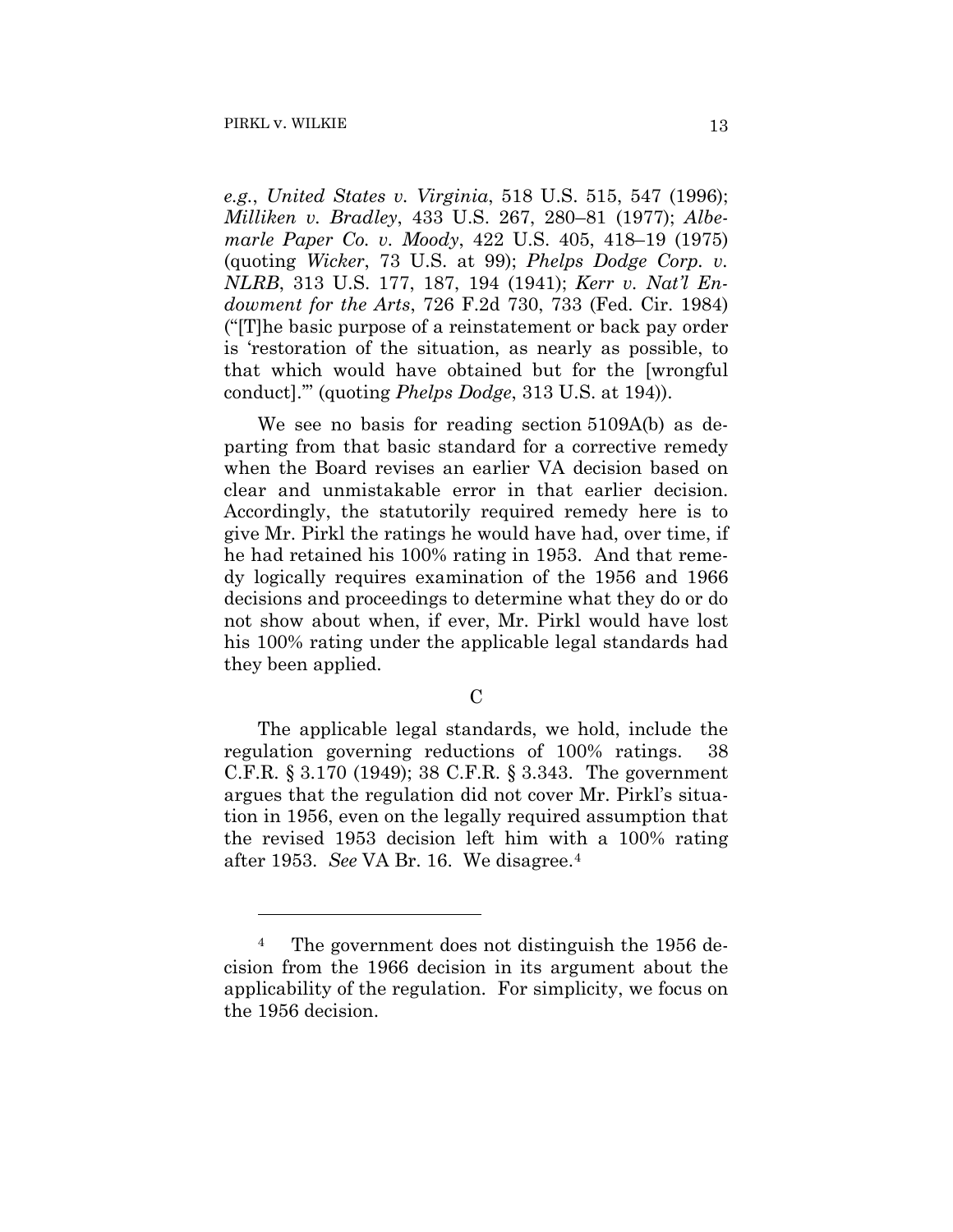*e.g.*, *United States v. Virginia*, 518 U.S. 515, 547 (1996); *Milliken v. Bradley*, 433 U.S. 267, 280–81 (1977); *Albemarle Paper Co. v. Moody*, 422 U.S. 405, 418–19 (1975) (quoting *Wicker*, 73 U.S. at 99); *Phelps Dodge Corp. v. NLRB*, 313 U.S. 177, 187, 194 (1941); *Kerr v. Nat'l Endowment for the Arts*, 726 F.2d 730, 733 (Fed. Cir. 1984) ("[T]he basic purpose of a reinstatement or back pay order is 'restoration of the situation, as nearly as possible, to that which would have obtained but for the [wrongful conduct].'" (quoting *Phelps Dodge*, 313 U.S. at 194)).

We see no basis for reading section 5109A(b) as departing from that basic standard for a corrective remedy when the Board revises an earlier VA decision based on clear and unmistakable error in that earlier decision. Accordingly, the statutorily required remedy here is to give Mr. Pirkl the ratings he would have had, over time, if he had retained his 100% rating in 1953. And that remedy logically requires examination of the 1956 and 1966 decisions and proceedings to determine what they do or do not show about when, if ever, Mr. Pirkl would have lost his 100% rating under the applicable legal standards had they been applied.

### C

The applicable legal standards, we hold, include the regulation governing reductions of 100% ratings. 38 C.F.R. § 3.170 (1949); 38 C.F.R. § 3.343. The government argues that the regulation did not cover Mr. Pirkl's situation in 1956, even on the legally required assumption that the revised 1953 decision left him with a 100% rating after 1953. *See* VA Br. 16. We disagree.[4]

---

[4] The government does not distinguish the 1956 decision from the 1966 decision in its argument about the applicability of the regulation. For simplicity, we focus on the 1956 decision.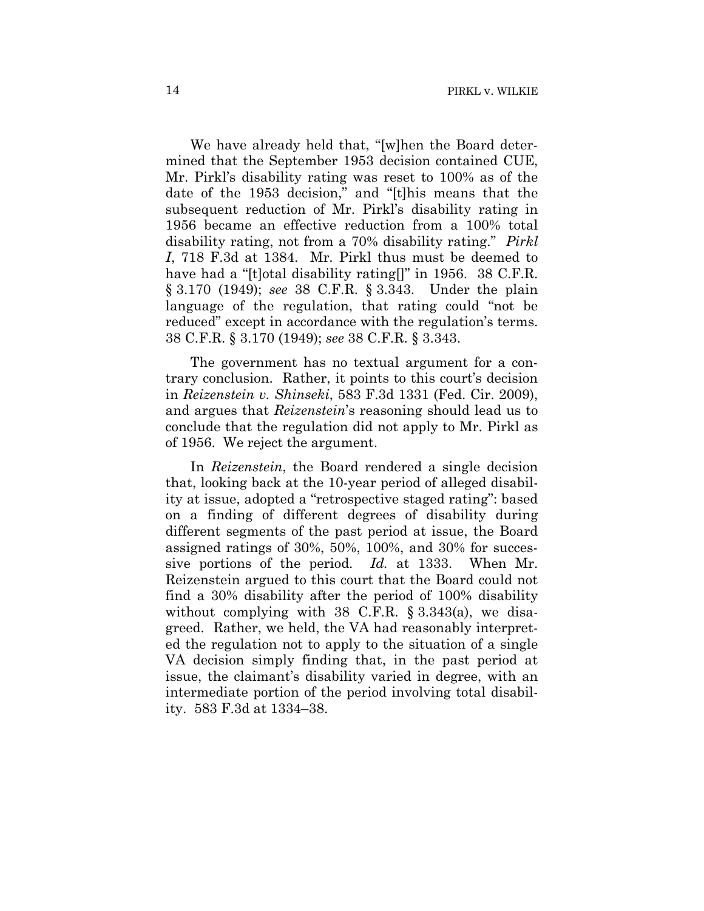We have already held that, "[w]hen the Board determined that the September 1953 decision contained CUE, Mr. Pirkl's disability rating was reset to 100% as of the date of the 1953 decision," and "[t]his means that the subsequent reduction of Mr. Pirkl's disability rating in 1956 became an effective reduction from a 100% total disability rating, not from a 70% disability rating." *Pirkl I*, 718 F.3d at 1384. Mr. Pirkl thus must be deemed to have had a "[t]otal disability rating[]" in 1956. 38 C.F.R. § 3.170 (1949); *see* 38 C.F.R. § 3.343. Under the plain language of the regulation, that rating could "not be reduced" except in accordance with the regulation's terms. 38 C.F.R. § 3.170 (1949); *see* 38 C.F.R. § 3.343.

The government has no textual argument for a contrary conclusion. Rather, it points to this court's decision in *Reizenstein v. Shinseki*, 583 F.3d 1331 (Fed. Cir. 2009), and argues that *Reizenstein*'s reasoning should lead us to conclude that the regulation did not apply to Mr. Pirkl as of 1956. We reject the argument.

In *Reizenstein*, the Board rendered a single decision that, looking back at the 10-year period of alleged disability at issue, adopted a "retrospective staged rating": based on a finding of different degrees of disability during different segments of the past period at issue, the Board assigned ratings of 30%, 50%, 100%, and 30% for successive portions of the period. *Id.* at 1333. When Mr. Reizenstein argued to this court that the Board could not find a 30% disability after the period of 100% disability without complying with 38 C.F.R. § 3.343(a), we disagreed. Rather, we held, the VA had reasonably interpreted the regulation not to apply to the situation of a single VA decision simply finding that, in the past period at issue, the claimant's disability varied in degree, with an intermediate portion of the period involving total disability. 583 F.3d at 1334–38.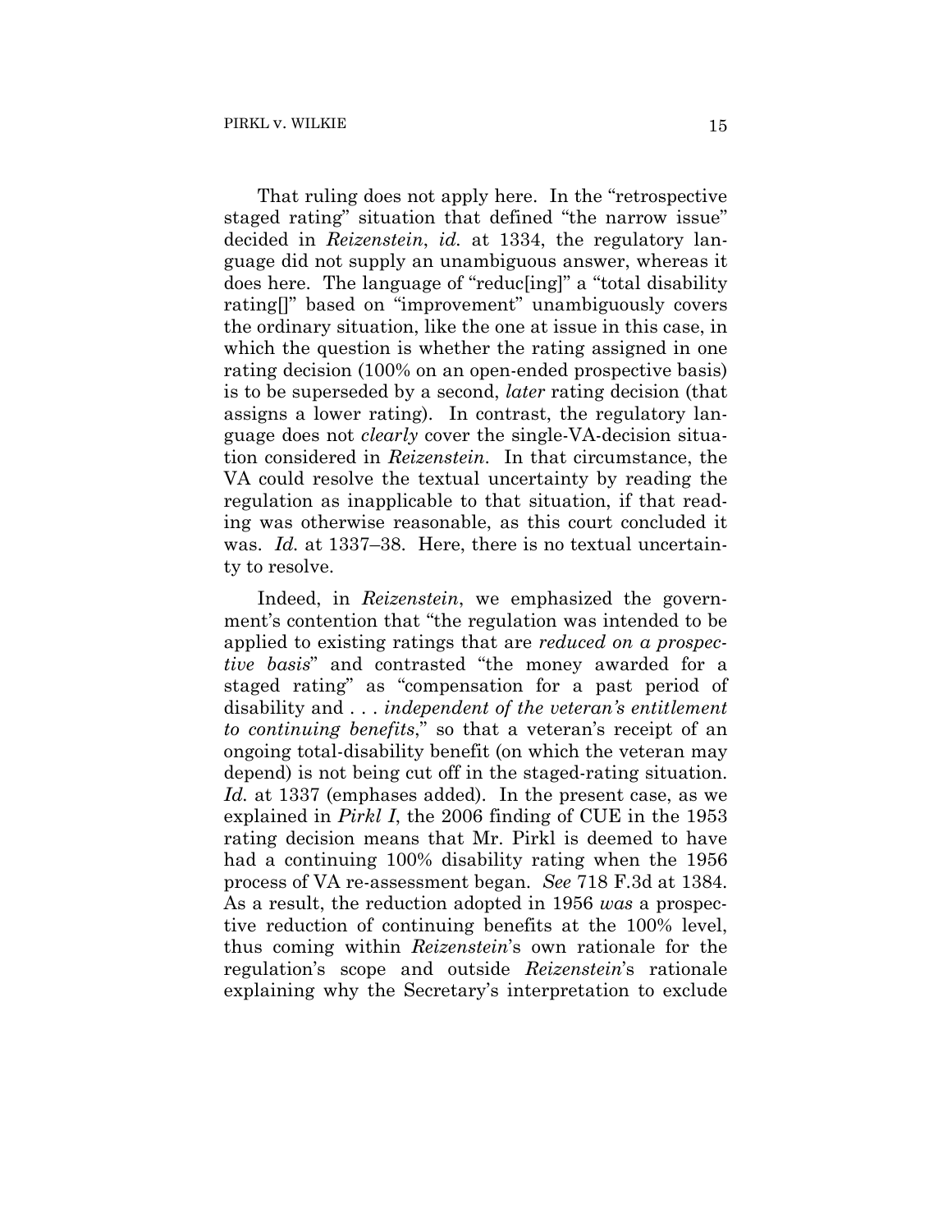That ruling does not apply here. In the "retrospective staged rating" situation that defined "the narrow issue" decided in *Reizenstein*, *id.* at 1334, the regulatory language did not supply an unambiguous answer, whereas it does here. The language of "reduc[ing]" a "total disability rating[]" based on "improvement" unambiguously covers the ordinary situation, like the one at issue in this case, in which the question is whether the rating assigned in one rating decision (100% on an open-ended prospective basis) is to be superseded by a second, *later* rating decision (that assigns a lower rating). In contrast, the regulatory language does not *clearly* cover the single-VA-decision situation considered in *Reizenstein*. In that circumstance, the VA could resolve the textual uncertainty by reading the regulation as inapplicable to that situation, if that reading was otherwise reasonable, as this court concluded it was. *Id.* at 1337–38. Here, there is no textual uncertainty to resolve.

Indeed, in *Reizenstein*, we emphasized the government's contention that "the regulation was intended to be applied to existing ratings that are *reduced on a prospective basis*" and contrasted "the money awarded for a staged rating" as "compensation for a past period of disability and . . . *independent of the veteran's entitlement to continuing benefits*," so that a veteran's receipt of an ongoing total-disability benefit (on which the veteran may depend) is not being cut off in the staged-rating situation. *Id.* at 1337 (emphases added). In the present case, as we explained in *Pirkl I*, the 2006 finding of CUE in the 1953 rating decision means that Mr. Pirkl is deemed to have had a continuing 100% disability rating when the 1956 process of VA re-assessment began. *See* 718 F.3d at 1384. As a result, the reduction adopted in 1956 *was* a prospective reduction of continuing benefits at the 100% level, thus coming within *Reizenstein*'s own rationale for the regulation's scope and outside *Reizenstein*'s rationale explaining why the Secretary's interpretation to exclude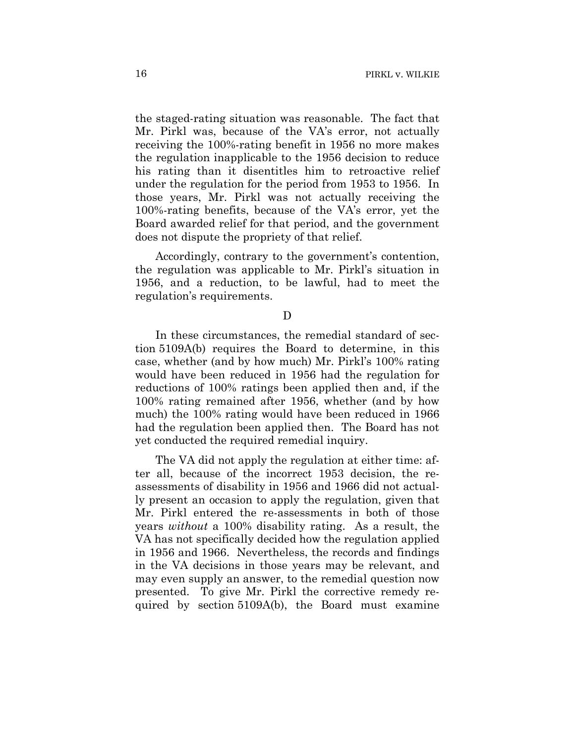the staged-rating situation was reasonable. The fact that Mr. Pirkl was, because of the VA's error, not actually receiving the 100%-rating benefit in 1956 no more makes the regulation inapplicable to the 1956 decision to reduce his rating than it disentitles him to retroactive relief under the regulation for the period from 1953 to 1956. In those years, Mr. Pirkl was not actually receiving the 100%-rating benefits, because of the VA's error, yet the Board awarded relief for that period, and the government does not dispute the propriety of that relief.

Accordingly, contrary to the government's contention, the regulation was applicable to Mr. Pirkl's situation in 1956, and a reduction, to be lawful, had to meet the regulation's requirements.

### D

In these circumstances, the remedial standard of section 5109A(b) requires the Board to determine, in this case, whether (and by how much) Mr. Pirkl's 100% rating would have been reduced in 1956 had the regulation for reductions of 100% ratings been applied then and, if the 100% rating remained after 1956, whether (and by how much) the 100% rating would have been reduced in 1966 had the regulation been applied then. The Board has not yet conducted the required remedial inquiry.

The VA did not apply the regulation at either time: after all, because of the incorrect 1953 decision, the re-assessments of disability in 1956 and 1966 did not actually present an occasion to apply the regulation, given that Mr. Pirkl entered the re-assessments in both of those years *without* a 100% disability rating. As a result, the VA has not specifically decided how the regulation applied in 1956 and 1966. Nevertheless, the records and findings in the VA decisions in those years may be relevant, and may even supply an answer, to the remedial question now presented. To give Mr. Pirkl the corrective remedy required by section 5109A(b), the Board must examine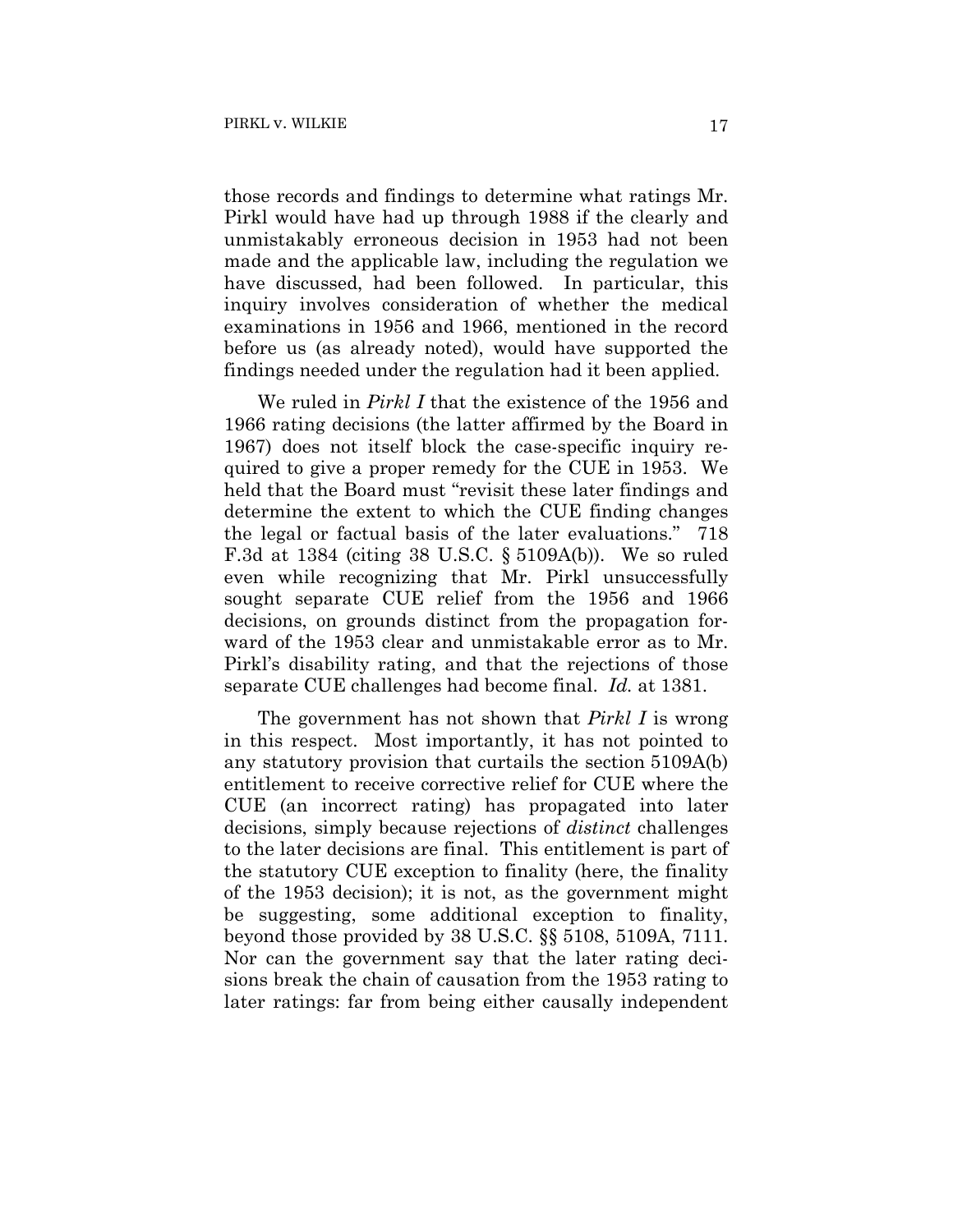those records and findings to determine what ratings Mr. Pirkl would have had up through 1988 if the clearly and unmistakably erroneous decision in 1953 had not been made and the applicable law, including the regulation we have discussed, had been followed. In particular, this inquiry involves consideration of whether the medical examinations in 1956 and 1966, mentioned in the record before us (as already noted), would have supported the findings needed under the regulation had it been applied.

We ruled in *Pirkl I* that the existence of the 1956 and 1966 rating decisions (the latter affirmed by the Board in 1967) does not itself block the case-specific inquiry required to give a proper remedy for the CUE in 1953. We held that the Board must "revisit these later findings and determine the extent to which the CUE finding changes the legal or factual basis of the later evaluations." 718 F.3d at 1384 (citing 38 U.S.C. § 5109A(b)). We so ruled even while recognizing that Mr. Pirkl unsuccessfully sought separate CUE relief from the 1956 and 1966 decisions, on grounds distinct from the propagation forward of the 1953 clear and unmistakable error as to Mr. Pirkl's disability rating, and that the rejections of those separate CUE challenges had become final. *Id.* at 1381.

The government has not shown that *Pirkl I* is wrong in this respect. Most importantly, it has not pointed to any statutory provision that curtails the section 5109A(b) entitlement to receive corrective relief for CUE where the CUE (an incorrect rating) has propagated into later decisions, simply because rejections of *distinct* challenges to the later decisions are final. This entitlement is part of the statutory CUE exception to finality (here, the finality of the 1953 decision); it is not, as the government might be suggesting, some additional exception to finality, beyond those provided by 38 U.S.C. §§ 5108, 5109A, 7111. Nor can the government say that the later rating decisions break the chain of causation from the 1953 rating to later ratings: far from being either causally independent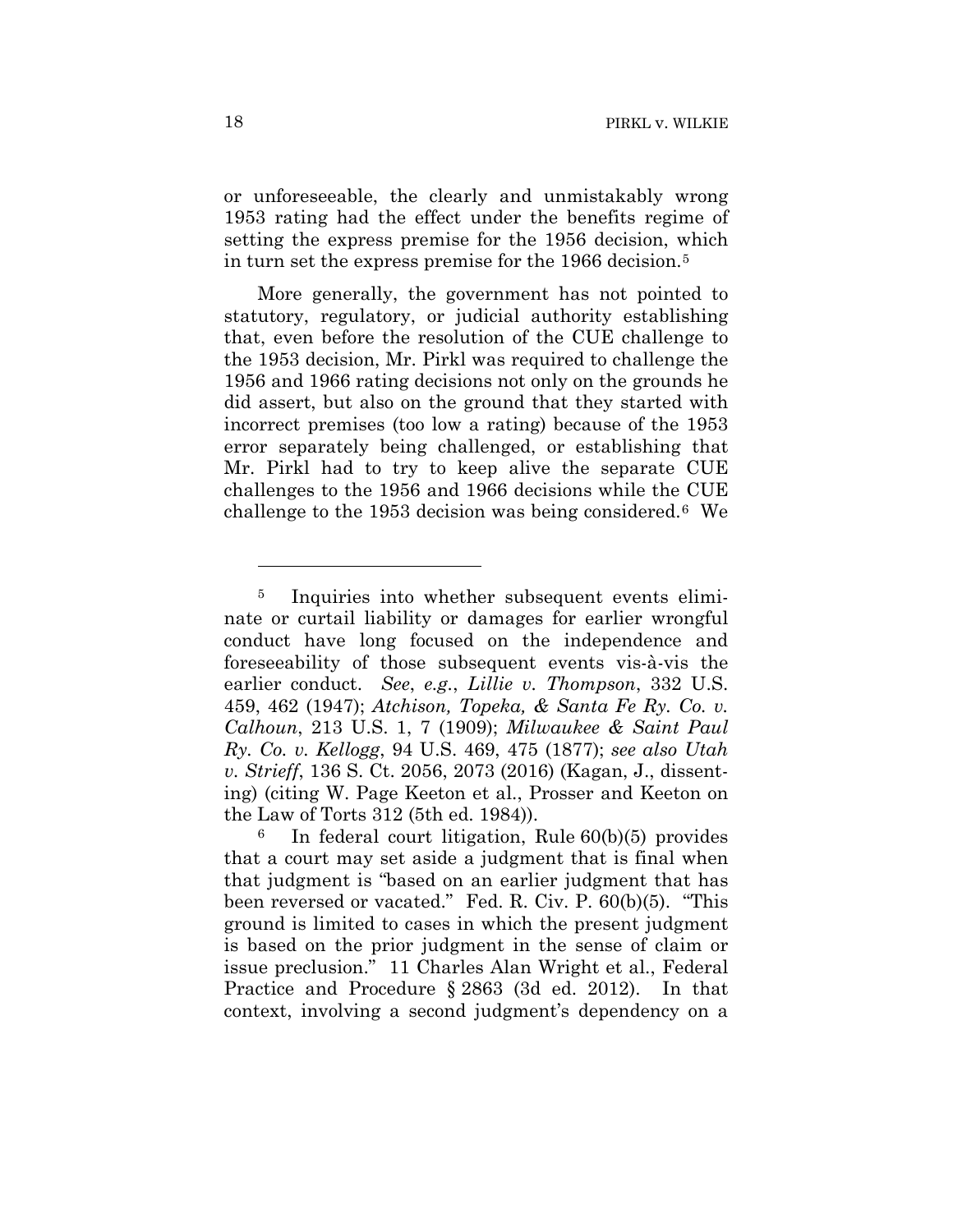or unforeseeable, the clearly and unmistakably wrong 1953 rating had the effect under the benefits regime of setting the express premise for the 1956 decision, which in turn set the express premise for the 1966 decision.[5]

More generally, the government has not pointed to statutory, regulatory, or judicial authority establishing that, even before the resolution of the CUE challenge to the 1953 decision, Mr. Pirkl was required to challenge the 1956 and 1966 rating decisions not only on the grounds he did assert, but also on the ground that they started with incorrect premises (too low a rating) because of the 1953 error separately being challenged, or establishing that Mr. Pirkl had to try to keep alive the separate CUE challenges to the 1956 and 1966 decisions while the CUE challenge to the 1953 decision was being considered.[6] We

---

[5] Inquiries into whether subsequent events eliminate or curtail liability or damages for earlier wrongful conduct have long focused on the independence and foreseeability of those subsequent events vis-à-vis the earlier conduct. *See*, *e.g.*, *Lillie v. Thompson*, 332 U.S. 459, 462 (1947); *Atchison, Topeka, & Santa Fe Ry. Co. v. Calhoun*, 213 U.S. 1, 7 (1909); *Milwaukee & Saint Paul Ry. Co. v. Kellogg*, 94 U.S. 469, 475 (1877); *see also Utah v. Strieff*, 136 S. Ct. 2056, 2073 (2016) (Kagan, J., dissenting) (citing W. Page Keeton et al., Prosser and Keeton on the Law of Torts 312 (5th ed. 1984)).

[6] In federal court litigation, Rule 60(b)(5) provides that a court may set aside a judgment that is final when that judgment is "based on an earlier judgment that has been reversed or vacated." Fed. R. Civ. P. 60(b)(5). "This ground is limited to cases in which the present judgment is based on the prior judgment in the sense of claim or issue preclusion." 11 Charles Alan Wright et al., Federal Practice and Procedure § 2863 (3d ed. 2012). In that context, involving a second judgment's dependency on a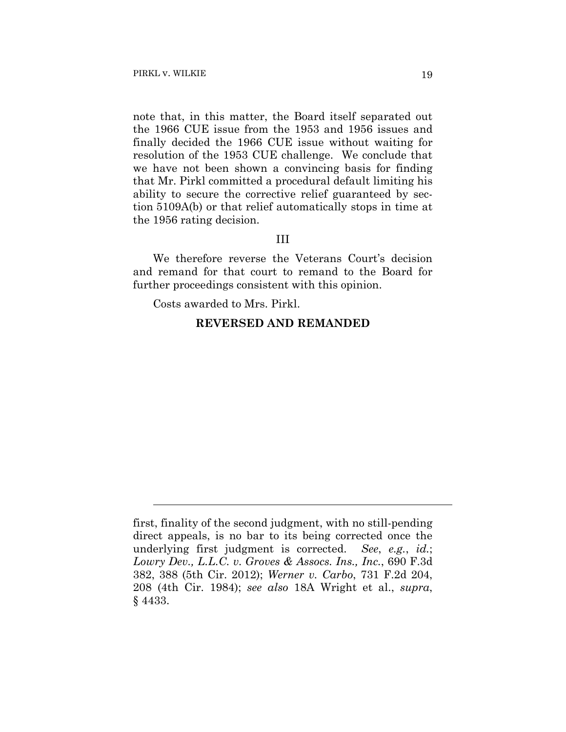note that, in this matter, the Board itself separated out the 1966 CUE issue from the 1953 and 1956 issues and finally decided the 1966 CUE issue without waiting for resolution of the 1953 CUE challenge. We conclude that we have not been shown a convincing basis for finding that Mr. Pirkl committed a procedural default limiting his ability to secure the corrective relief guaranteed by section 5109A(b) or that relief automatically stops in time at the 1956 rating decision.

## III

We therefore reverse the Veterans Court's decision and remand for that court to remand to the Board for further proceedings consistent with this opinion.

Costs awarded to Mrs. Pirkl.

**REVERSED AND REMANDED**

---

first, finality of the second judgment, with no still-pending direct appeals, is no bar to its being corrected once the underlying first judgment is corrected. *See, e.g.*, *id.*; *Lowry Dev., L.L.C. v. Groves & Assocs. Ins., Inc.*, 690 F.3d 382, 388 (5th Cir. 2012); *Werner v. Carbo*, 731 F.2d 204, 208 (4th Cir. 1984); *see also* 18A Wright et al., *supra*, § 4433.